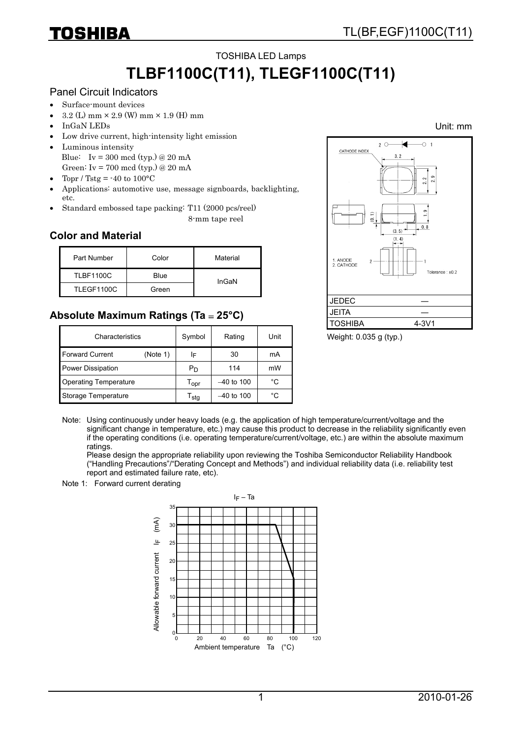TOSHIBA LED Lamps

# TLBF1100C(T11), TLEGF1100C(T11)

## Panel Circuit Indicators

- Surface-mount devices
- 3.2 (L) mm × 2.9 (W) mm × 1.9 (H) mm
- InGaN LEDs
- Low drive current, high-intensity light emission
- Luminous intensity
  Blue: Iv = 300 mcd (typ.) @ 20 mA
  Green: Iv = 700 mcd (typ.) @ 20 mA
- Topr / Tstg = -40 to 100°C
- Applications: automotive use, message signboards, backlighting, etc.
- Standard embossed tape packing: T11 (2000 pcs/reel)
  8-mm tape reel

Unit: mm

1. ANODE
2. CATHODE

CATHODE INDEX

Tolerance : ±0.2

| JEDEC | ― |
|---|---|
| JEITA | ― |
| TOSHIBA | 4-3V1 |

Weight: 0.035 g (typ.)

### Color and Material

| Part Number | Color | Material |
|---|---|---|
| TLBF1100C | Blue | InGaN |
| TLEGF1100C | Green | |

### Absolute Maximum Ratings (Ta = 25°C)

| Characteristics | Symbol | Rating | Unit |
|---|---|---|---|
| Forward Current (Note 1) | $I_F$ | 30 | mA |
| Power Dissipation | $P_D$ | 114 | mW |
| Operating Temperature | $T_{opr}$ | −40 to 100 | °C |
| Storage Temperature | $T_{stg}$ | −40 to 100 | °C |

Note: Using continuously under heavy loads (e.g. the application of high temperature/current/voltage and the significant change in temperature, etc.) may cause this product to decrease in the reliability significantly even if the operating conditions (i.e. operating temperature/current/voltage, etc.) are within the absolute maximum ratings.
Please design the appropriate reliability upon reviewing the Toshiba Semiconductor Reliability Handbook ("Handling Precautions"/"Derating Concept and Methods") and individual reliability data (i.e. reliability test report and estimated failure rate, etc).

Note 1: Forward current derating

$I_F$ – Ta

Allowable forward current $I_F$ (mA)

Ambient temperature Ta (°C)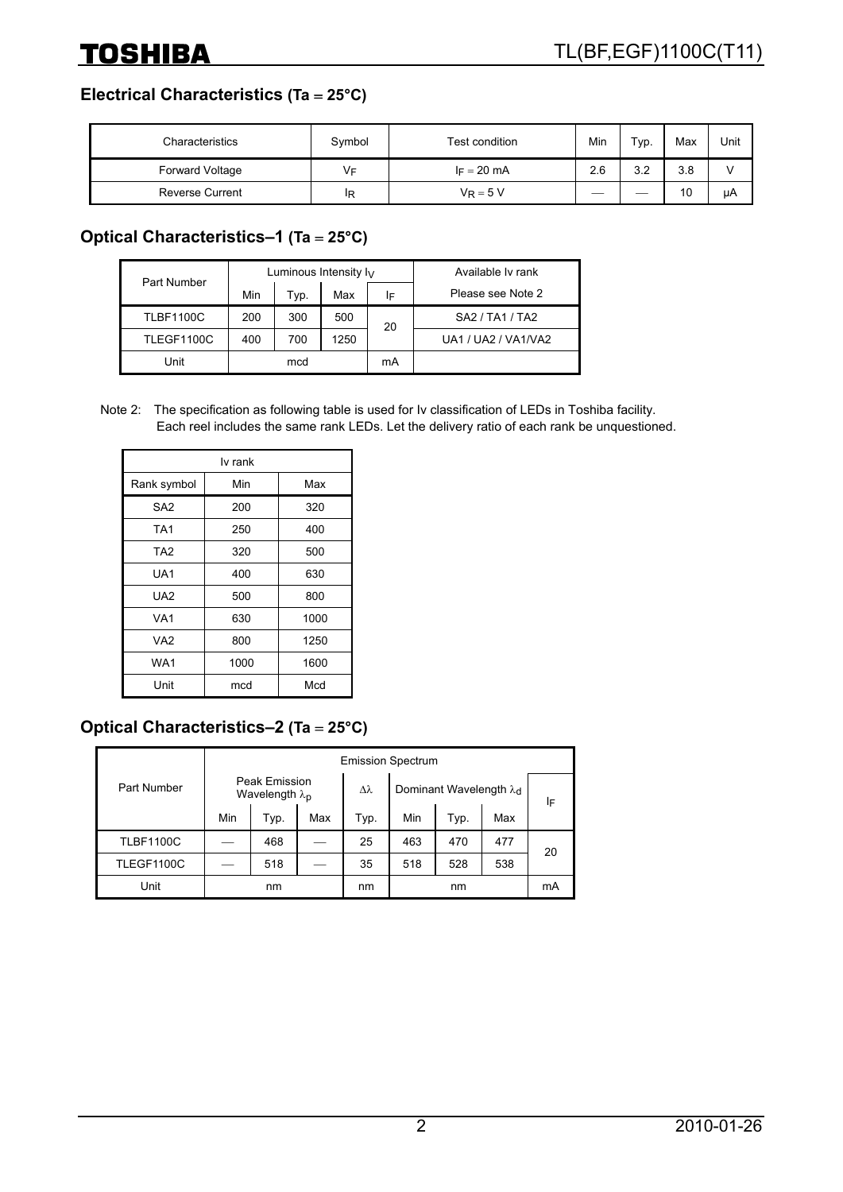## Electrical Characteristics (Ta = 25°C)

| Characteristics | Symbol | Test condition | Min | Typ. | Max | Unit |
|---|---|---|---|---|---|---|
| Forward Voltage | $V_F$ | $I_F$ = 20 mA | 2.6 | 3.2 | 3.8 | V |
| Reverse Current | $I_R$ | $V_R$ = 5 V | — | — | 10 | μA |

## Optical Characteristics–1 (Ta = 25°C)

| Part Number | Luminous Intensity $I_V$ | | | | Available Iv rank |
|---|---|---|---|---|---|
| | Min | Typ. | Max | $I_F$ | Please see Note 2 |
| TLBF1100C | 200 | 300 | 500 | 20 | SA2 / TA1 / TA2 |
| TLEGF1100C | 400 | 700 | 1250 | | UA1 / UA2 / VA1/VA2 |
| Unit | mcd | | | mA | |

Note 2: The specification as following table is used for Iv classification of LEDs in Toshiba facility. Each reel includes the same rank LEDs. Let the delivery ratio of each rank be unquestioned.

| Iv rank | | |
|---|---|---|
| Rank symbol | Min | Max |
| SA2 | 200 | 320 |
| TA1 | 250 | 400 |
| TA2 | 320 | 500 |
| UA1 | 400 | 630 |
| UA2 | 500 | 800 |
| VA1 | 630 | 1000 |
| VA2 | 800 | 1250 |
| WA1 | 1000 | 1600 |
| Unit | mcd | Mcd |

## Optical Characteristics–2 (Ta = 25°C)

| Part Number | Emission Spectrum | | | | | | | |
|---|---|---|---|---|---|---|---|---|
| | Peak Emission Wavelength $\lambda_p$ | | | $\Delta\lambda$ | Dominant Wavelength $\lambda_d$ | | | $I_F$ |
| | Min | Typ. | Max | Typ. | Min | Typ. | Max | |
| TLBF1100C | — | 468 | — | 25 | 463 | 470 | 477 | 20 |
| TLEGF1100C | — | 518 | — | 35 | 518 | 528 | 538 | |
| Unit | nm | | | nm | nm | | | mA |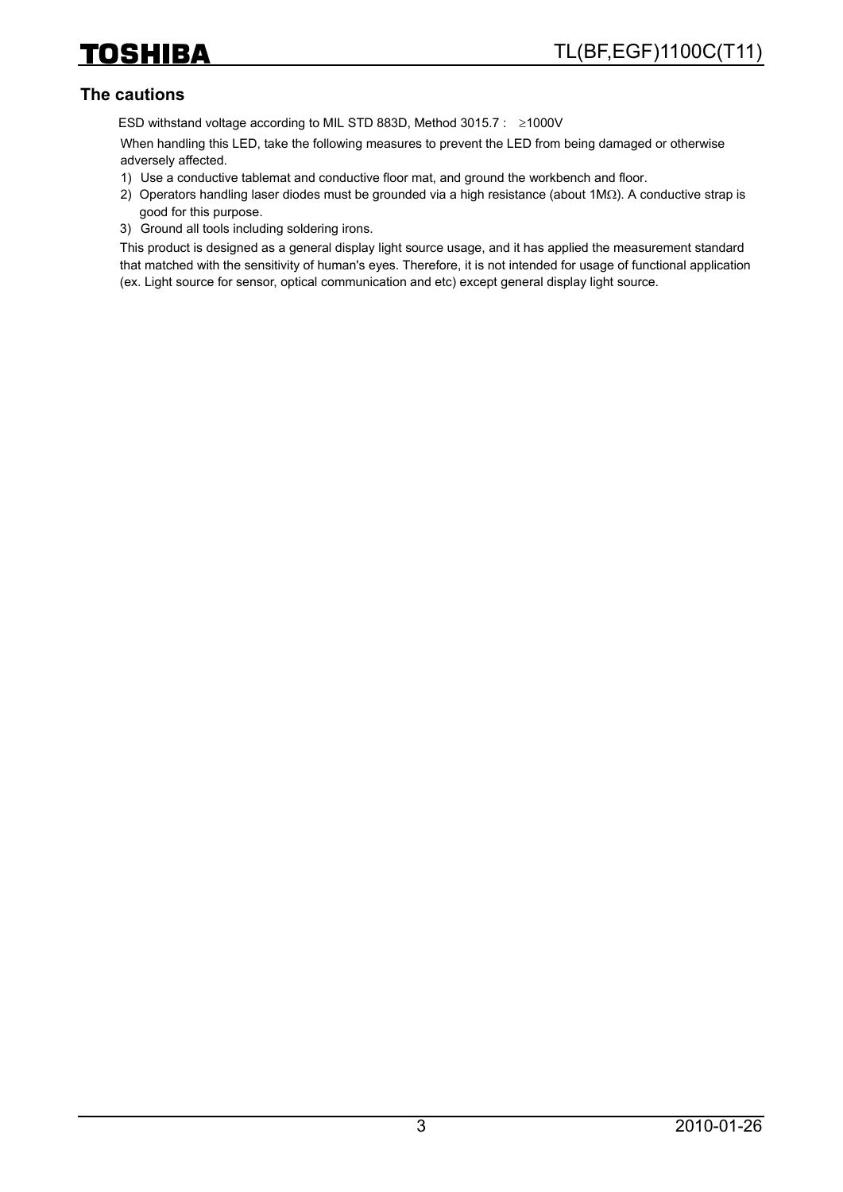## The cautions

ESD withstand voltage according to MIL STD 883D, Method 3015.7 : ≥1000V

When handling this LED, take the following measures to prevent the LED from being damaged or otherwise adversely affected.

1) Use a conductive tablemat and conductive floor mat, and ground the workbench and floor.
2) Operators handling laser diodes must be grounded via a high resistance (about 1MΩ). A conductive strap is good for this purpose.
3) Ground all tools including soldering irons.

This product is designed as a general display light source usage, and it has applied the measurement standard that matched with the sensitivity of human's eyes. Therefore, it is not intended for usage of functional application (ex. Light source for sensor, optical communication and etc) except general display light source.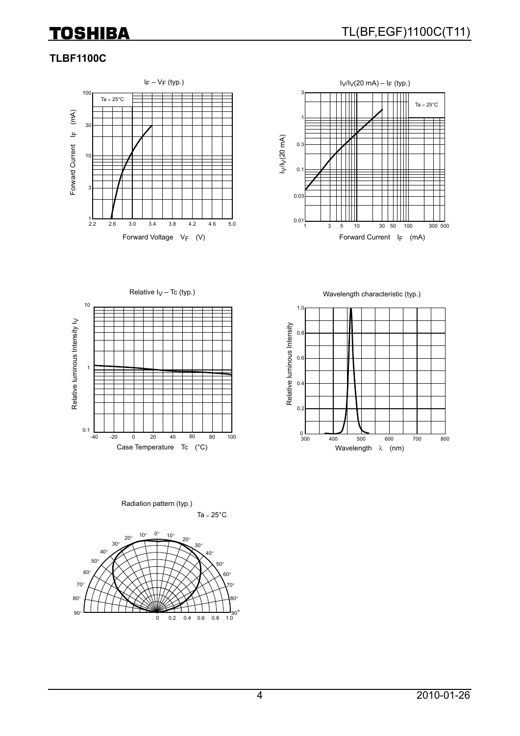## TLBF1100C

$I_F - V_F$ (typ.)

Ta = 25°C

Forward Current $I_F$ (mA)

Forward Voltage $V_F$ (V)

$I_V/I_V$(20 mA) – $I_F$ (typ.)

Ta = 25°C

$I_V/I_V$(20 mA)

Forward Current $I_F$ (mA)

Relative $I_V$ – Tc (typ.)

Relative luminous Intensity $I_V$

Case Temperature Tc (°C)

Wavelength characteristic (typ.)

Relative luminous Intensity

Wavelength λ (nm)

Radiation pattern (typ.)

Ta = 25°C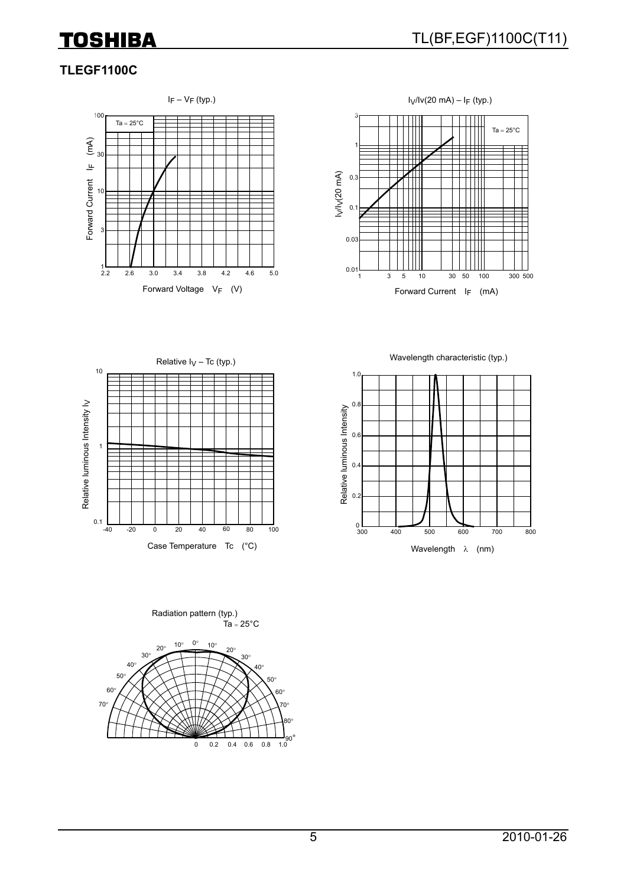## TLEGF1100C

$I_F$ – $V_F$ (typ.)

Ta = 25°C

Forward Current $I_F$ (mA)

Forward Voltage $V_F$ (V)

$I_V/I_V$(20 mA) – $I_F$ (typ.)

Ta = 25°C

$I_V/I_V$(20 mA)

Forward Current $I_F$ (mA)

Relative $I_V$ – Tc (typ.)

Relative luminous Intensity $I_V$

Case Temperature Tc (°C)

Wavelength characteristic (typ.)

Relative luminous Intensity

Wavelength λ (nm)

Radiation pattern (typ.)

Ta = 25°C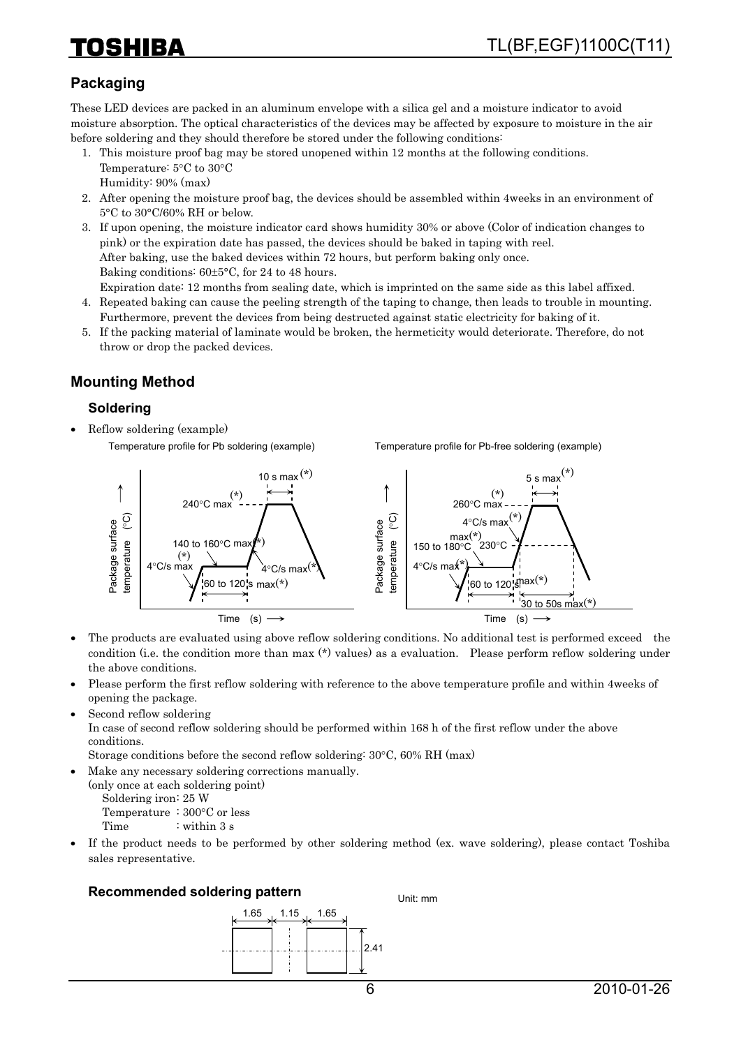## Packaging

These LED devices are packed in an aluminum envelope with a silica gel and a moisture indicator to avoid moisture absorption. The optical characteristics of the devices may be affected by exposure to moisture in the air before soldering and they should therefore be stored under the following conditions:

1. This moisture proof bag may be stored unopened within 12 months at the following conditions.
   Temperature: 5°C to 30°C
   Humidity: 90% (max)
2. After opening the moisture proof bag, the devices should be assembled within 4weeks in an environment of 5°C to 30°C/60% RH or below.
3. If upon opening, the moisture indicator card shows humidity 30% or above (Color of indication changes to pink) or the expiration date has passed, the devices should be baked in taping with reel.
   After baking, use the baked devices within 72 hours, but perform baking only once.
   Baking conditions: 60±5°C, for 24 to 48 hours.
   Expiration date: 12 months from sealing date, which is imprinted on the same side as this label affixed.
4. Repeated baking can cause the peeling strength of the taping to change, then leads to trouble in mounting. Furthermore, prevent the devices from being destructed against static electricity for baking of it.
5. If the packing material of laminate would be broken, the hermeticity would deteriorate. Therefore, do not throw or drop the packed devices.

## Mounting Method

### Soldering

- Reflow soldering (example)

Temperature profile for Pb soldering (example)

Package surface temperature (°C) / Time (s): 4°C/s max (*); 140 to 160°C max (*); 60 to 120 s max (*); 4°C/s max (*); 240°C max (*); 10 s max (*)

Temperature profile for Pb-free soldering (example)

Package surface temperature (°C) / Time (s): 4°C/s max (*); 150 to 180°C max (*); 60 to 120 s max (*); 4°C/s max (*); 230°C; 30 to 50s max (*); 260°C max (*); 5 s max (*)

- The products are evaluated using above reflow soldering conditions. No additional test is performed exceed the condition (i.e. the condition more than max (*) values) as a evaluation. Please perform reflow soldering under the above conditions.
- Please perform the first reflow soldering with reference to the above temperature profile and within 4weeks of opening the package.
- Second reflow soldering
  In case of second reflow soldering should be performed within 168 h of the first reflow under the above conditions.
  Storage conditions before the second reflow soldering: 30°C, 60% RH (max)
- Make any necessary soldering corrections manually.
  (only once at each soldering point)
  Soldering iron: 25 W
  Temperature : 300°C or less
  Time : within 3 s
- If the product needs to be performed by other soldering method (ex. wave soldering), please contact Toshiba sales representative.

### Recommended soldering pattern

Unit: mm

1.65 / 1.15 / 1.65; 2.41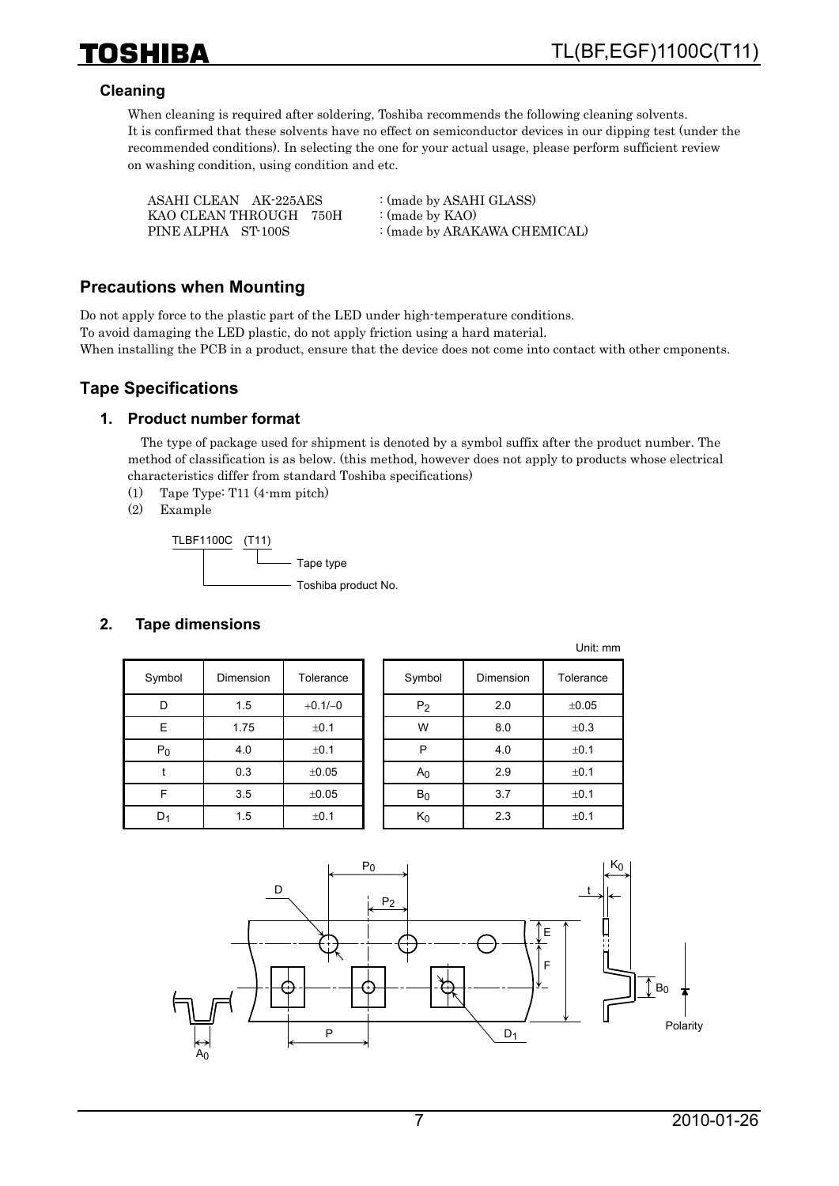### Cleaning

When cleaning is required after soldering, Toshiba recommends the following cleaning solvents.
It is confirmed that these solvents have no effect on semiconductor devices in our dipping test (under the recommended conditions). In selecting the one for your actual usage, please perform sufficient review on washing condition, using condition and etc.

ASAHI CLEAN AK-225AES : (made by ASAHI GLASS)
KAO CLEAN THROUGH 750H : (made by KAO)
PINE ALPHA ST-100S : (made by ARAKAWA CHEMICAL)

## Precautions when Mounting

Do not apply force to the plastic part of the LED under high-temperature conditions.
To avoid damaging the LED plastic, do not apply friction using a hard material.
When installing the PCB in a product, ensure that the device does not come into contact with other cmponents.

## Tape Specifications

### 1. Product number format

The type of package used for shipment is denoted by a symbol suffix after the product number. The method of classification is as below. (this method, however does not apply to products whose electrical characteristics differ from standard Toshiba specifications)

(1) Tape Type: T11 (4-mm pitch)

(2) Example

TLBF1100C (T11)
- (T11): Tape type
- TLBF1100C: Toshiba product No.

### 2. Tape dimensions

Unit: mm

| Symbol | Dimension | Tolerance |
|---|---|---|
| D | 1.5 | +0.1/−0 |
| E | 1.75 | ±0.1 |
| $P_0$ | 4.0 | ±0.1 |
| t | 0.3 | ±0.05 |
| F | 3.5 | ±0.05 |
| $D_1$ | 1.5 | ±0.1 |
| $P_2$ | 2.0 | ±0.05 |
| W | 8.0 | ±0.3 |
| P | 4.0 | ±0.1 |
| $A_0$ | 2.9 | ±0.1 |
| $B_0$ | 3.7 | ±0.1 |
| $K_0$ | 2.3 | ±0.1 |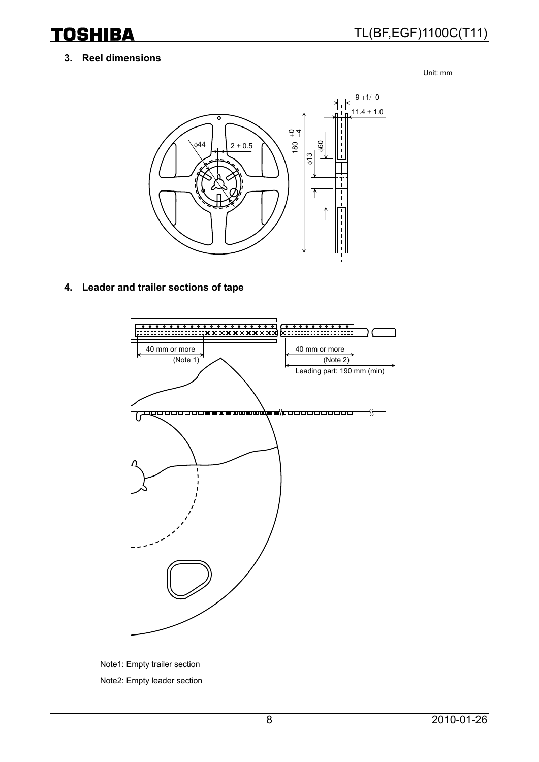## 3. Reel dimensions

Unit: mm

## 4. Leader and trailer sections of tape

Note1: Empty trailer section

Note2: Empty leader section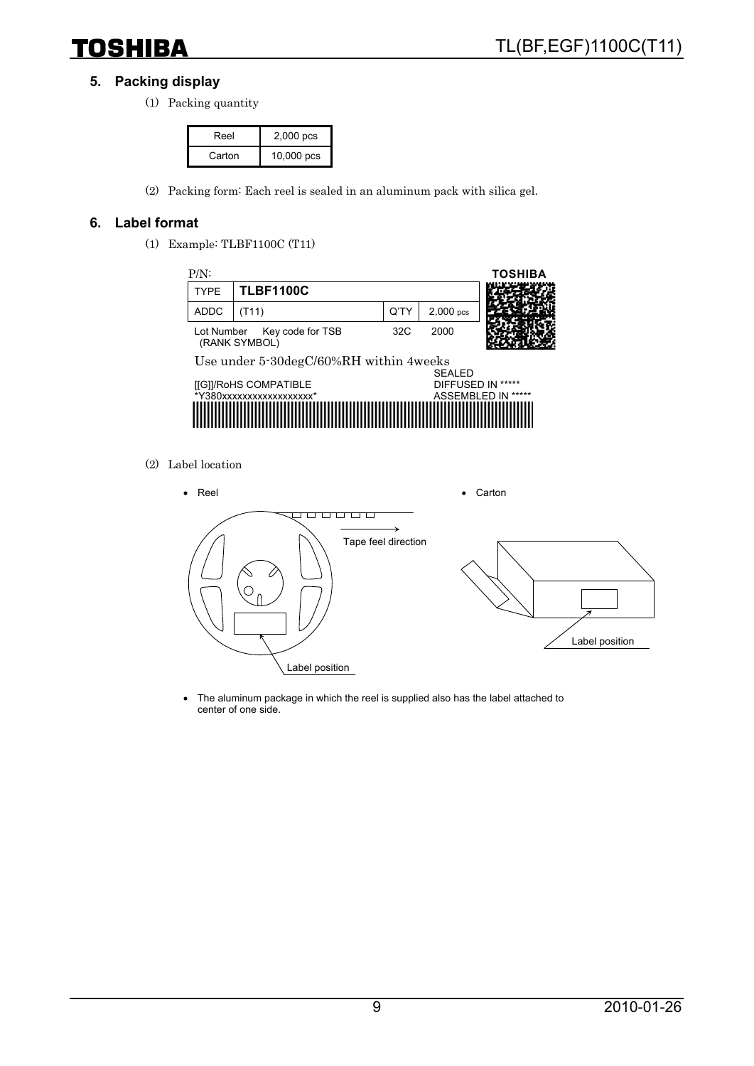## 5. Packing display

(1) Packing quantity

| Reel | 2,000 pcs |
|---|---|
| Carton | 10,000 pcs |

(2) Packing form: Each reel is sealed in an aluminum pack with silica gel.

## 6. Label format

(1) Example: TLBF1100C (T11)

P/N: TOSHIBA

| TYPE | TLBF1100C | | |
|---|---|---|---|
| ADDC | (T11) | Q'TY | 2,000 pcs |

Lot Number Key code for TSB 32C 2000
(RANK SYMBOL)

Use under 5-30degC/60%RH within 4weeks

[[G]]/RoHS COMPATIBLE
*Y380xxxxxxxxxxxxxxxxxx*

SEALED
DIFFUSED IN *****
ASSEMBLED IN *****

(2) Label location

- Reel
- Carton

Tape feel direction

Label position

Label position

- The aluminum package in which the reel is supplied also has the label attached to center of one side.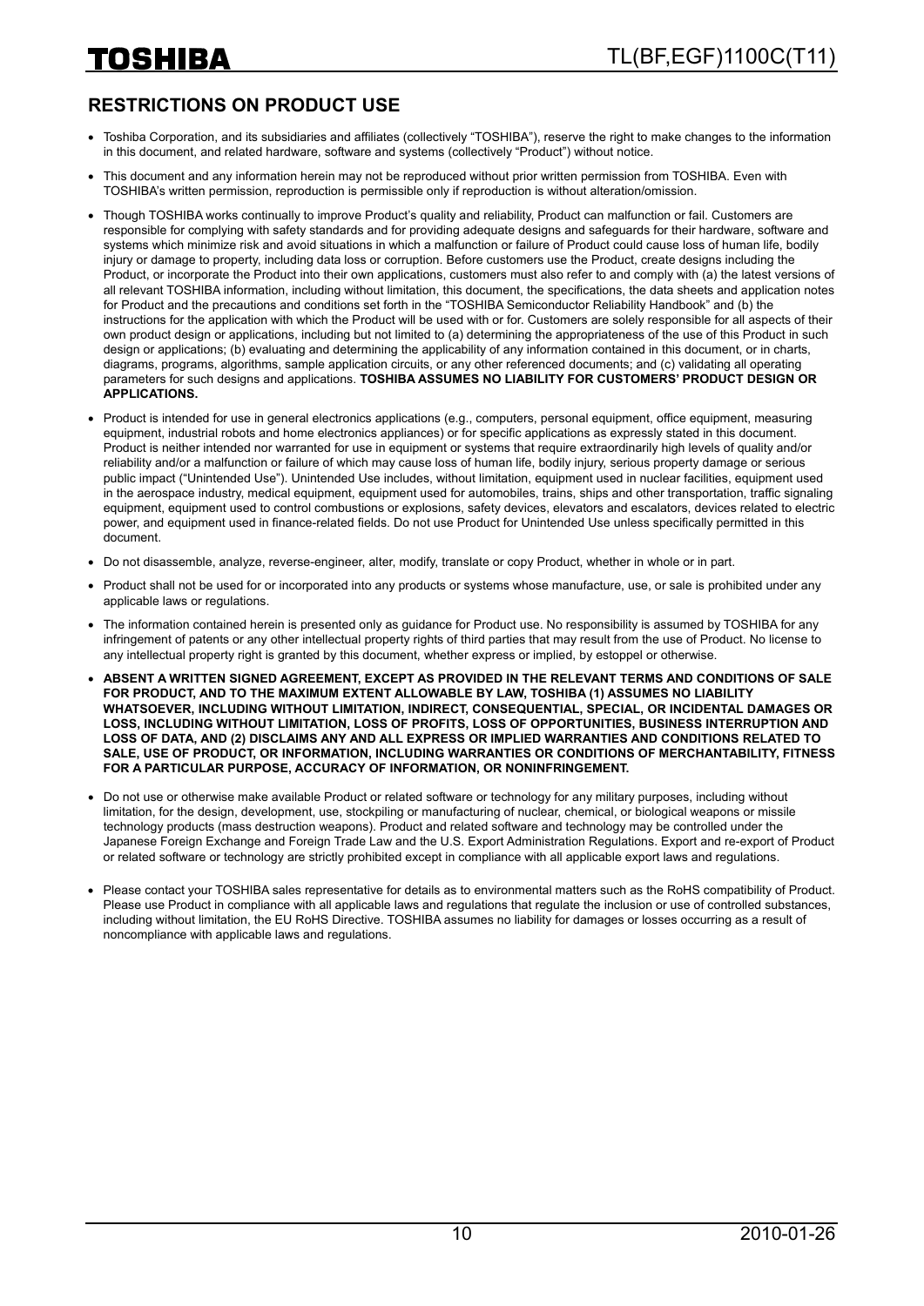## RESTRICTIONS ON PRODUCT USE

- Toshiba Corporation, and its subsidiaries and affiliates (collectively "TOSHIBA"), reserve the right to make changes to the information in this document, and related hardware, software and systems (collectively "Product") without notice.
- This document and any information herein may not be reproduced without prior written permission from TOSHIBA. Even with TOSHIBA's written permission, reproduction is permissible only if reproduction is without alteration/omission.
- Though TOSHIBA works continually to improve Product's quality and reliability, Product can malfunction or fail. Customers are responsible for complying with safety standards and for providing adequate designs and safeguards for their hardware, software and systems which minimize risk and avoid situations in which a malfunction or failure of Product could cause loss of human life, bodily injury or damage to property, including data loss or corruption. Before customers use the Product, create designs including the Product, or incorporate the Product into their own applications, customers must also refer to and comply with (a) the latest versions of all relevant TOSHIBA information, including without limitation, this document, the specifications, the data sheets and application notes for Product and the precautions and conditions set forth in the "TOSHIBA Semiconductor Reliability Handbook" and (b) the instructions for the application with which the Product will be used with or for. Customers are solely responsible for all aspects of their own product design or applications, including but not limited to (a) determining the appropriateness of the use of this Product in such design or applications; (b) evaluating and determining the applicability of any information contained in this document, or in charts, diagrams, programs, algorithms, sample application circuits, or any other referenced documents; and (c) validating all operating parameters for such designs and applications. **TOSHIBA ASSUMES NO LIABILITY FOR CUSTOMERS' PRODUCT DESIGN OR APPLICATIONS.**
- Product is intended for use in general electronics applications (e.g., computers, personal equipment, office equipment, measuring equipment, industrial robots and home electronics appliances) or for specific applications as expressly stated in this document. Product is neither intended nor warranted for use in equipment or systems that require extraordinarily high levels of quality and/or reliability and/or a malfunction or failure of which may cause loss of human life, bodily injury, serious property damage or serious public impact ("Unintended Use"). Unintended Use includes, without limitation, equipment used in nuclear facilities, equipment used in the aerospace industry, medical equipment, equipment used for automobiles, trains, ships and other transportation, traffic signaling equipment, equipment used to control combustions or explosions, safety devices, elevators and escalators, devices related to electric power, and equipment used in finance-related fields. Do not use Product for Unintended Use unless specifically permitted in this document.
- Do not disassemble, analyze, reverse-engineer, alter, modify, translate or copy Product, whether in whole or in part.
- Product shall not be used for or incorporated into any products or systems whose manufacture, use, or sale is prohibited under any applicable laws or regulations.
- The information contained herein is presented only as guidance for Product use. No responsibility is assumed by TOSHIBA for any infringement of patents or any other intellectual property rights of third parties that may result from the use of Product. No license to any intellectual property right is granted by this document, whether express or implied, by estoppel or otherwise.
- **ABSENT A WRITTEN SIGNED AGREEMENT, EXCEPT AS PROVIDED IN THE RELEVANT TERMS AND CONDITIONS OF SALE FOR PRODUCT, AND TO THE MAXIMUM EXTENT ALLOWABLE BY LAW, TOSHIBA (1) ASSUMES NO LIABILITY WHATSOEVER, INCLUDING WITHOUT LIMITATION, INDIRECT, CONSEQUENTIAL, SPECIAL, OR INCIDENTAL DAMAGES OR LOSS, INCLUDING WITHOUT LIMITATION, LOSS OF PROFITS, LOSS OF OPPORTUNITIES, BUSINESS INTERRUPTION AND LOSS OF DATA, AND (2) DISCLAIMS ANY AND ALL EXPRESS OR IMPLIED WARRANTIES AND CONDITIONS RELATED TO SALE, USE OF PRODUCT, OR INFORMATION, INCLUDING WARRANTIES OR CONDITIONS OF MERCHANTABILITY, FITNESS FOR A PARTICULAR PURPOSE, ACCURACY OF INFORMATION, OR NONINFRINGEMENT.**
- Do not use or otherwise make available Product or related software or technology for any military purposes, including without limitation, for the design, development, use, stockpiling or manufacturing of nuclear, chemical, or biological weapons or missile technology products (mass destruction weapons). Product and related software and technology may be controlled under the Japanese Foreign Exchange and Foreign Trade Law and the U.S. Export Administration Regulations. Export and re-export of Product or related software or technology are strictly prohibited except in compliance with all applicable export laws and regulations.
- Please contact your TOSHIBA sales representative for details as to environmental matters such as the RoHS compatibility of Product. Please use Product in compliance with all applicable laws and regulations that regulate the inclusion or use of controlled substances, including without limitation, the EU RoHS Directive. TOSHIBA assumes no liability for damages or losses occurring as a result of noncompliance with applicable laws and regulations.